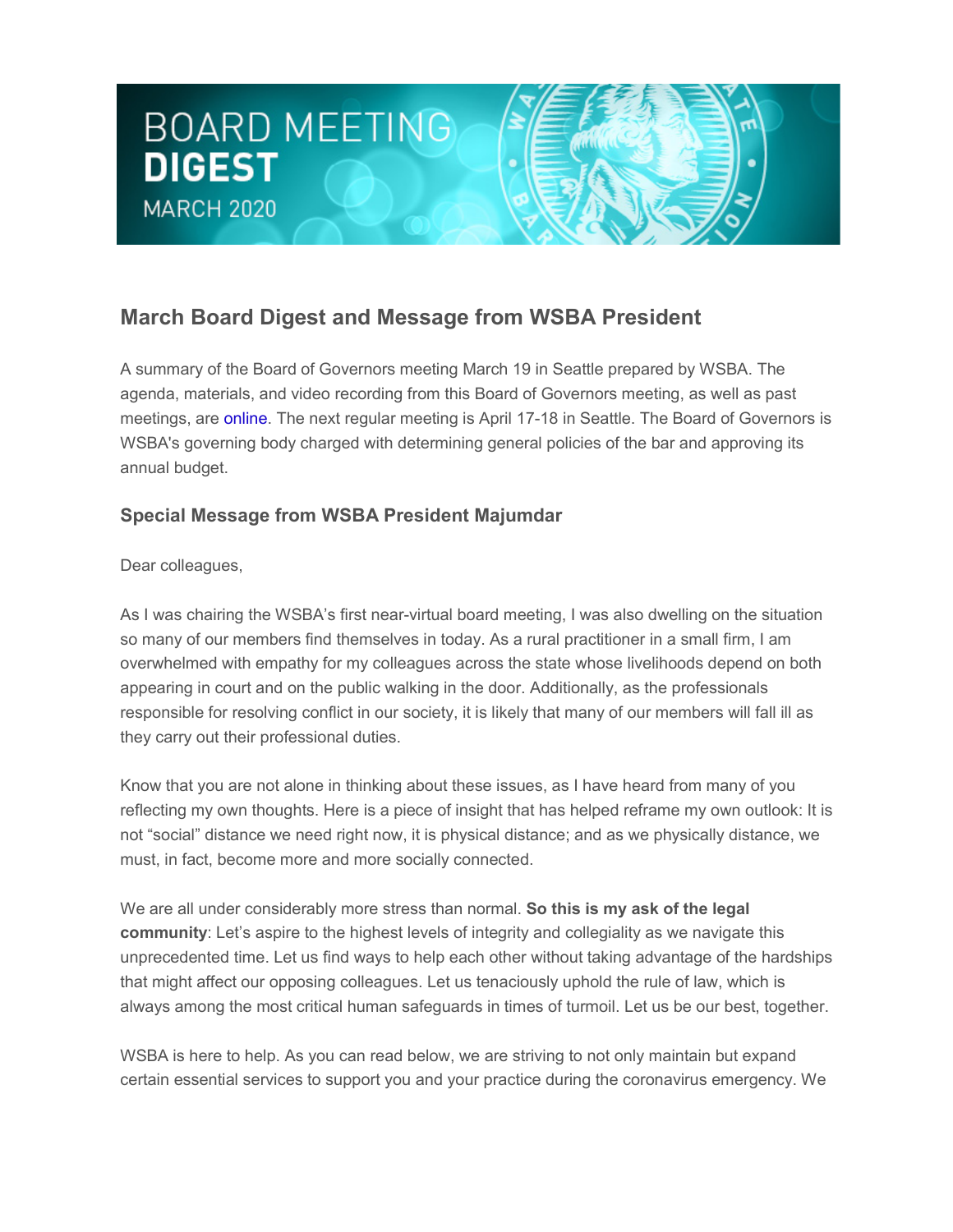# BOARD MEETING DIGEST

MARCH 2020

## March Board Digest and Message from WSBA President

A summary of the Board of Governors meeting March 19 in Seattle prepared by WSBA. The agenda, materials, and video recording from this Board of Governors meeting, as well as past meetings, are online. The next regular meeting is April 17-18 in Seattle. The Board of Governors is WSBA's governing body charged with determining general policies of the bar and approving its annual budget.

### Special Message from WSBA President Majumdar

Dear colleagues,

As I was chairing the WSBA's first near-virtual board meeting, I was also dwelling on the situation so many of our members find themselves in today. As a rural practitioner in a small firm, I am overwhelmed with empathy for my colleagues across the state whose livelihoods depend on both appearing in court and on the public walking in the door. Additionally, as the professionals responsible for resolving conflict in our society, it is likely that many of our members will fall ill as they carry out their professional duties.

Know that you are not alone in thinking about these issues, as I have heard from many of you reflecting my own thoughts. Here is a piece of insight that has helped reframe my own outlook: It is not "social" distance we need right now, it is physical distance; and as we physically distance, we must, in fact, become more and more socially connected.

We are all under considerably more stress than normal. **So this is my ask of the legal community**: Let's aspire to the highest levels of integrity and collegiality as we navigate this unprecedented time. Let us find ways to help each other without taking advantage of the hardships that might affect our opposing colleagues. Let us tenaciously uphold the rule of law, which is always among the most critical human safeguards in times of turmoil. Let us be our best, together.

WSBA is here to help. As you can read below, we are striving to not only maintain but expand certain essential services to support you and your practice during the coronavirus emergency. We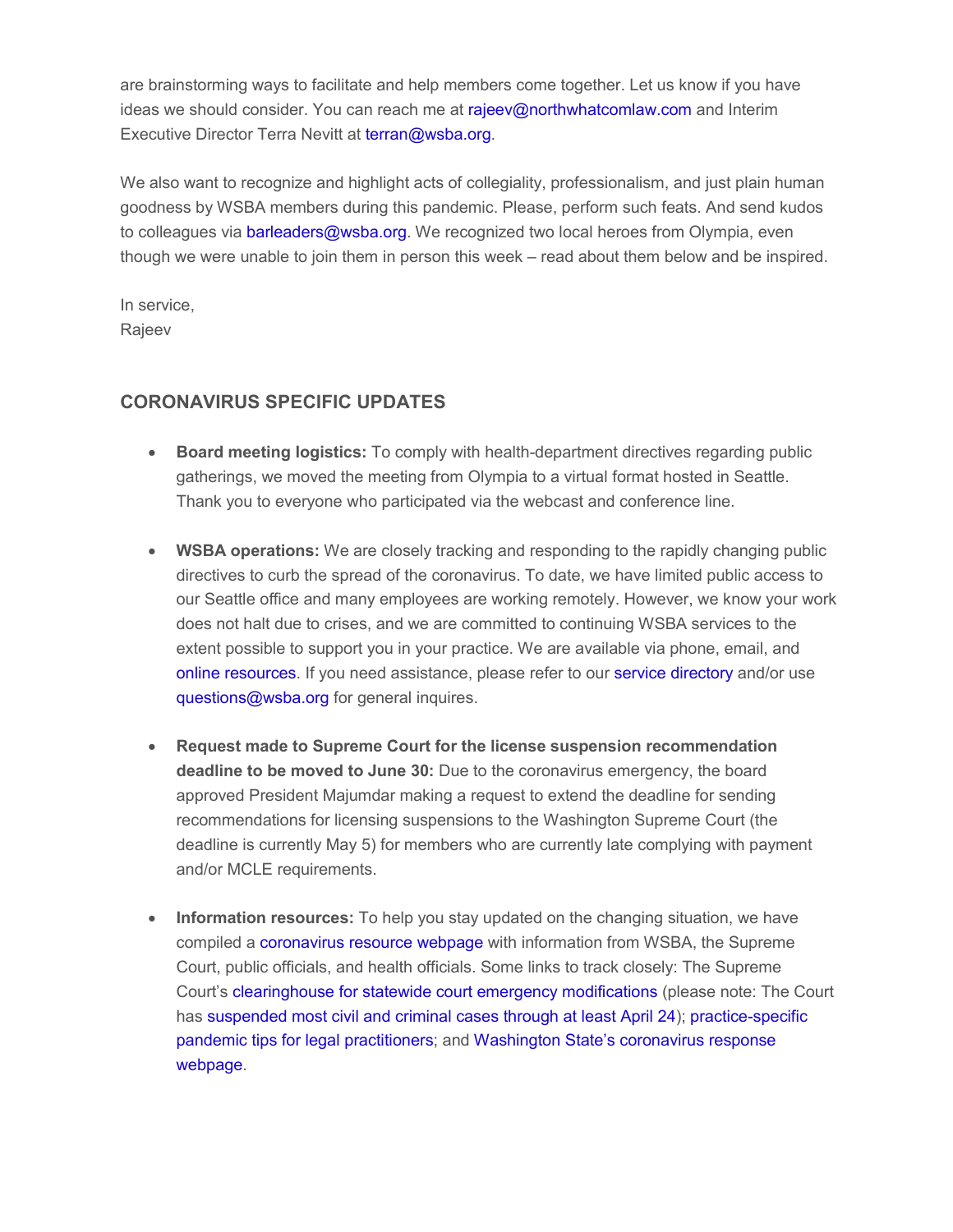are brainstorming ways to facilitate and help members come together. Let us know if you have ideas we should consider. You can reach me at rajeev@northwhatcomlaw.com and Interim Executive Director Terra Nevitt at terran@wsba.org.

We also want to recognize and highlight acts of collegiality, professionalism, and just plain human goodness by WSBA members during this pandemic. Please, perform such feats. And send kudos to colleagues via barleaders@wsba.org. We recognized two local heroes from Olympia, even though we were unable to join them in person this week – read about them below and be inspired.

In service,
Rajeev

## CORONAVIRUS SPECIFIC UPDATES

- **Board meeting logistics:** To comply with health-department directives regarding public gatherings, we moved the meeting from Olympia to a virtual format hosted in Seattle. Thank you to everyone who participated via the webcast and conference line.

- **WSBA operations:** We are closely tracking and responding to the rapidly changing public directives to curb the spread of the coronavirus. To date, we have limited public access to our Seattle office and many employees are working remotely. However, we know your work does not halt due to crises, and we are committed to continuing WSBA services to the extent possible to support you in your practice. We are available via phone, email, and online resources. If you need assistance, please refer to our service directory and/or use questions@wsba.org for general inquires.

- **Request made to Supreme Court for the license suspension recommendation deadline to be moved to June 30:** Due to the coronavirus emergency, the board approved President Majumdar making a request to extend the deadline for sending recommendations for licensing suspensions to the Washington Supreme Court (the deadline is currently May 5) for members who are currently late complying with payment and/or MCLE requirements.

- **Information resources:** To help you stay updated on the changing situation, we have compiled a coronavirus resource webpage with information from WSBA, the Supreme Court, public officials, and health officials. Some links to track closely: The Supreme Court's clearinghouse for statewide court emergency modifications (please note: The Court has suspended most civil and criminal cases through at least April 24); practice-specific pandemic tips for legal practitioners; and Washington State's coronavirus response webpage.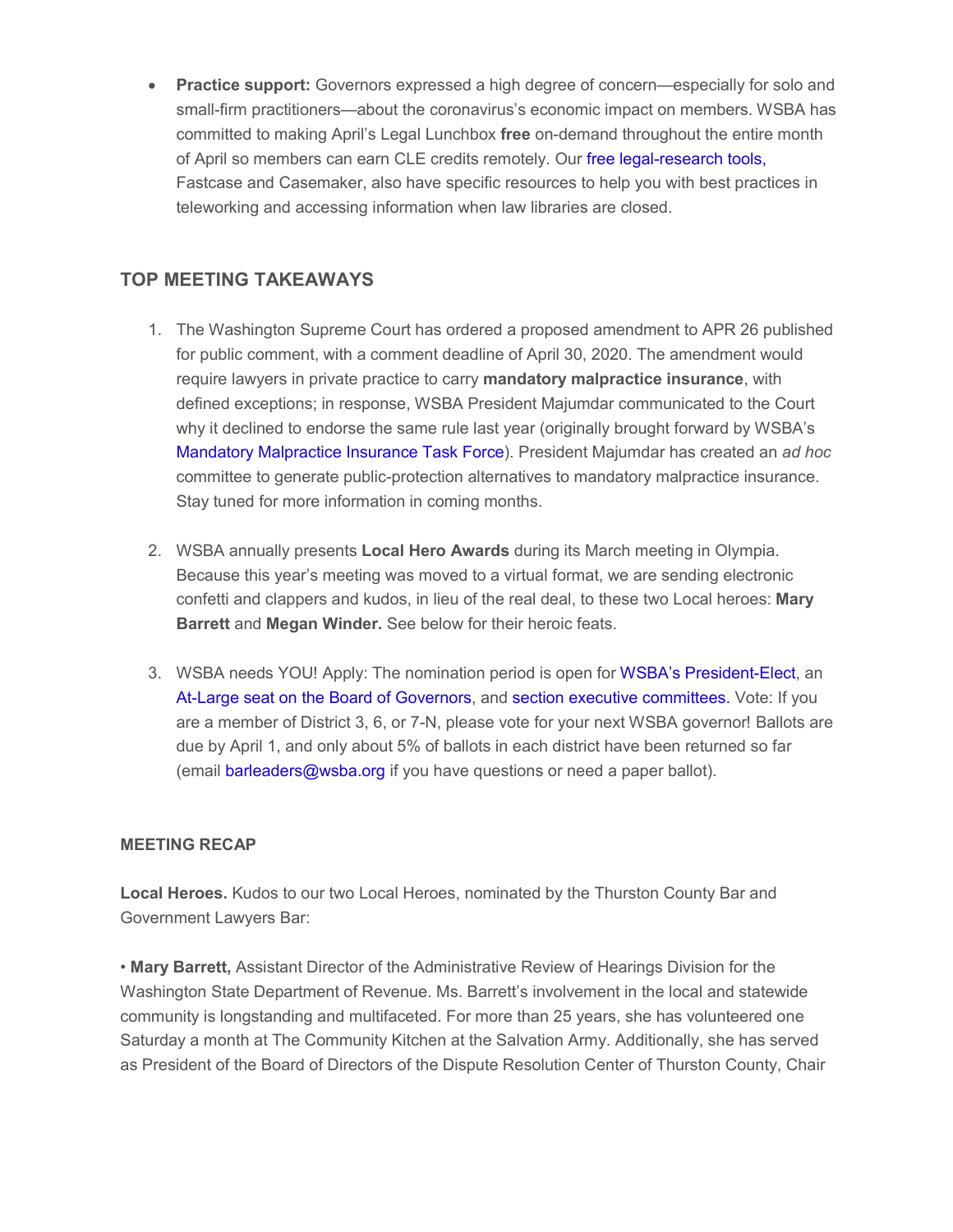- **Practice support:** Governors expressed a high degree of concern—especially for solo and small-firm practitioners—about the coronavirus's economic impact on members. WSBA has committed to making April's Legal Lunchbox **free** on-demand throughout the entire month of April so members can earn CLE credits remotely. Our free legal-research tools, Fastcase and Casemaker, also have specific resources to help you with best practices in teleworking and accessing information when law libraries are closed.

## TOP MEETING TAKEAWAYS

1. The Washington Supreme Court has ordered a proposed amendment to APR 26 published for public comment, with a comment deadline of April 30, 2020. The amendment would require lawyers in private practice to carry **mandatory malpractice insurance**, with defined exceptions; in response, WSBA President Majumdar communicated to the Court why it declined to endorse the same rule last year (originally brought forward by WSBA's Mandatory Malpractice Insurance Task Force). President Majumdar has created an *ad hoc* committee to generate public-protection alternatives to mandatory malpractice insurance. Stay tuned for more information in coming months.

2. WSBA annually presents **Local Hero Awards** during its March meeting in Olympia. Because this year's meeting was moved to a virtual format, we are sending electronic confetti and clappers and kudos, in lieu of the real deal, to these two Local heroes: **Mary Barrett** and **Megan Winder.** See below for their heroic feats.

3. WSBA needs YOU! Apply: The nomination period is open for WSBA's President-Elect, an At-Large seat on the Board of Governors, and section executive committees. Vote: If you are a member of District 3, 6, or 7-N, please vote for your next WSBA governor! Ballots are due by April 1, and only about 5% of ballots in each district have been returned so far (email barleaders@wsba.org if you have questions or need a paper ballot).

### MEETING RECAP

**Local Heroes.** Kudos to our two Local Heroes, nominated by the Thurston County Bar and Government Lawyers Bar:

• **Mary Barrett,** Assistant Director of the Administrative Review of Hearings Division for the Washington State Department of Revenue. Ms. Barrett's involvement in the local and statewide community is longstanding and multifaceted. For more than 25 years, she has volunteered one Saturday a month at The Community Kitchen at the Salvation Army. Additionally, she has served as President of the Board of Directors of the Dispute Resolution Center of Thurston County, Chair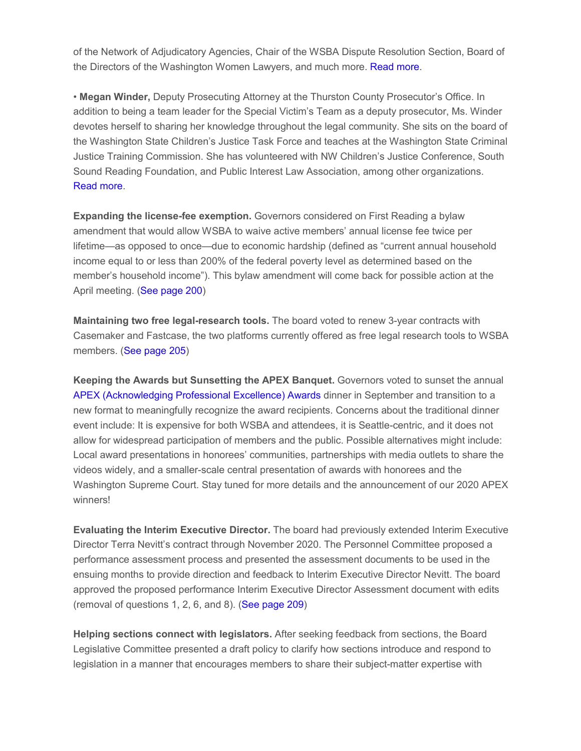of the Network of Adjudicatory Agencies, Chair of the WSBA Dispute Resolution Section, Board of the Directors of the Washington Women Lawyers, and much more. Read more.

• **Megan Winder,** Deputy Prosecuting Attorney at the Thurston County Prosecutor's Office. In addition to being a team leader for the Special Victim's Team as a deputy prosecutor, Ms. Winder devotes herself to sharing her knowledge throughout the legal community. She sits on the board of the Washington State Children's Justice Task Force and teaches at the Washington State Criminal Justice Training Commission. She has volunteered with NW Children's Justice Conference, South Sound Reading Foundation, and Public Interest Law Association, among other organizations. Read more.

**Expanding the license-fee exemption.** Governors considered on First Reading a bylaw amendment that would allow WSBA to waive active members' annual license fee twice per lifetime—as opposed to once—due to economic hardship (defined as "current annual household income equal to or less than 200% of the federal poverty level as determined based on the member's household income"). This bylaw amendment will come back for possible action at the April meeting. (See page 200)

**Maintaining two free legal-research tools.** The board voted to renew 3-year contracts with Casemaker and Fastcase, the two platforms currently offered as free legal research tools to WSBA members. (See page 205)

**Keeping the Awards but Sunsetting the APEX Banquet.** Governors voted to sunset the annual APEX (Acknowledging Professional Excellence) Awards dinner in September and transition to a new format to meaningfully recognize the award recipients. Concerns about the traditional dinner event include: It is expensive for both WSBA and attendees, it is Seattle-centric, and it does not allow for widespread participation of members and the public. Possible alternatives might include: Local award presentations in honorees' communities, partnerships with media outlets to share the videos widely, and a smaller-scale central presentation of awards with honorees and the Washington Supreme Court. Stay tuned for more details and the announcement of our 2020 APEX winners!

**Evaluating the Interim Executive Director.** The board had previously extended Interim Executive Director Terra Nevitt's contract through November 2020. The Personnel Committee proposed a performance assessment process and presented the assessment documents to be used in the ensuing months to provide direction and feedback to Interim Executive Director Nevitt. The board approved the proposed performance Interim Executive Director Assessment document with edits (removal of questions 1, 2, 6, and 8). (See page 209)

**Helping sections connect with legislators.** After seeking feedback from sections, the Board Legislative Committee presented a draft policy to clarify how sections introduce and respond to legislation in a manner that encourages members to share their subject-matter expertise with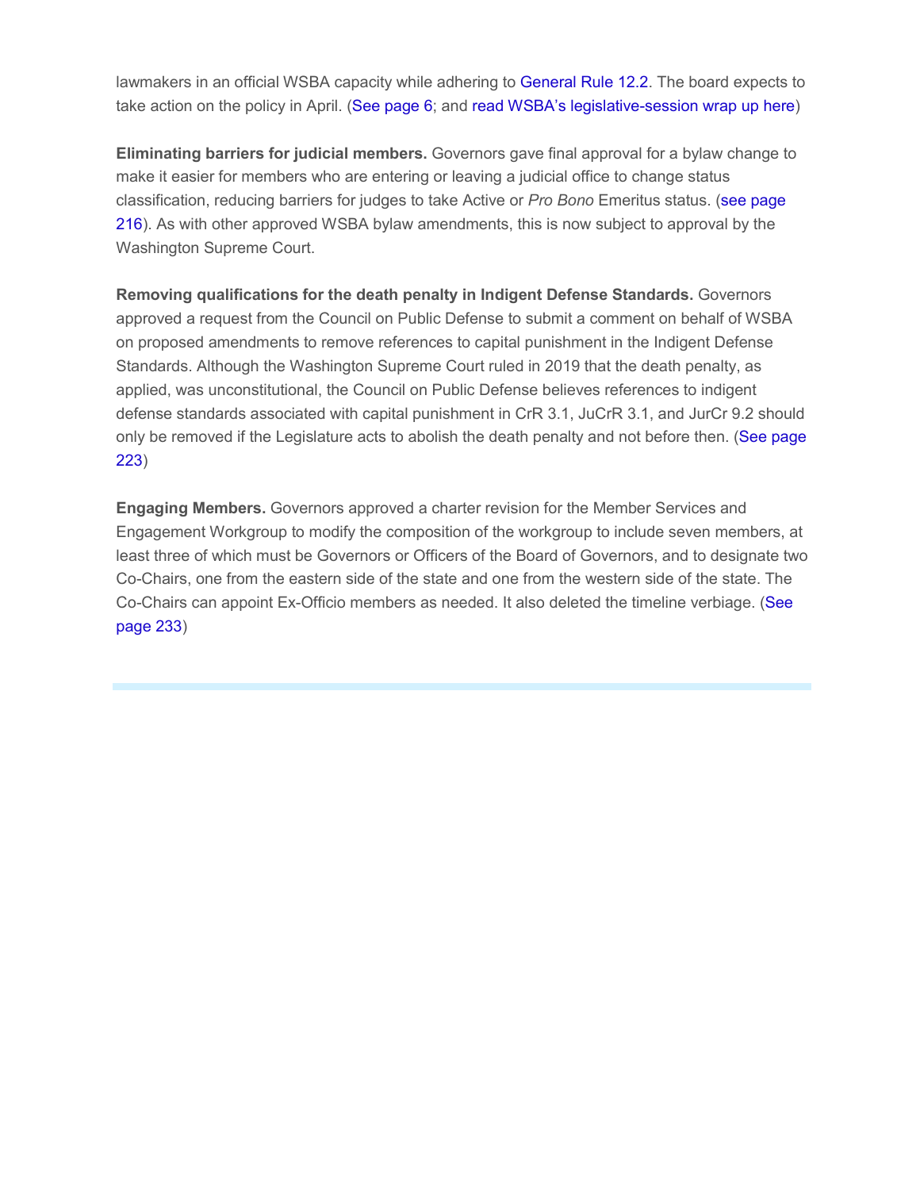lawmakers in an official WSBA capacity while adhering to General Rule 12.2. The board expects to take action on the policy in April. (See page 6; and read WSBA's legislative-session wrap up here)

**Eliminating barriers for judicial members.** Governors gave final approval for a bylaw change to make it easier for members who are entering or leaving a judicial office to change status classification, reducing barriers for judges to take Active or *Pro Bono* Emeritus status. (see page 216). As with other approved WSBA bylaw amendments, this is now subject to approval by the Washington Supreme Court.

**Removing qualifications for the death penalty in Indigent Defense Standards.** Governors approved a request from the Council on Public Defense to submit a comment on behalf of WSBA on proposed amendments to remove references to capital punishment in the Indigent Defense Standards. Although the Washington Supreme Court ruled in 2019 that the death penalty, as applied, was unconstitutional, the Council on Public Defense believes references to indigent defense standards associated with capital punishment in CrR 3.1, JuCrR 3.1, and JurCr 9.2 should only be removed if the Legislature acts to abolish the death penalty and not before then. (See page 223)

**Engaging Members.** Governors approved a charter revision for the Member Services and Engagement Workgroup to modify the composition of the workgroup to include seven members, at least three of which must be Governors or Officers of the Board of Governors, and to designate two Co-Chairs, one from the eastern side of the state and one from the western side of the state. The Co-Chairs can appoint Ex-Officio members as needed. It also deleted the timeline verbiage. (See page 233)